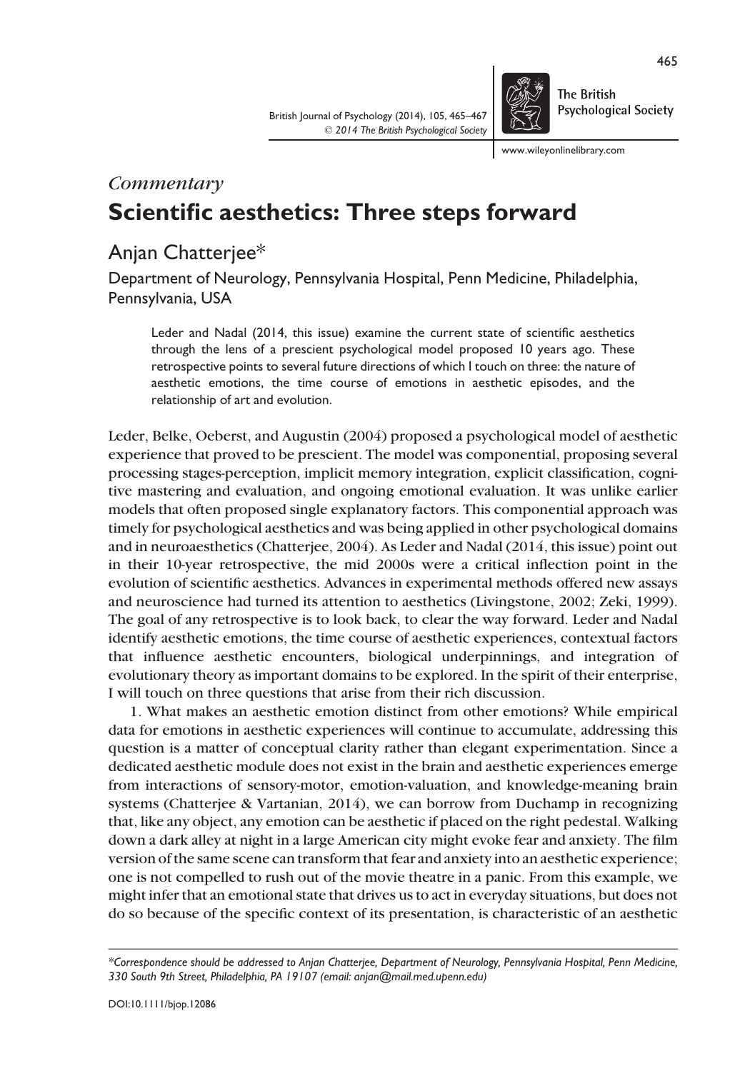*Commentary*

# Scientific aesthetics: Three steps forward

## Anjan Chatterjee*

Department of Neurology, Pennsylvania Hospital, Penn Medicine, Philadelphia, Pennsylvania, USA

> Leder and Nadal (2014, this issue) examine the current state of scientific aesthetics through the lens of a prescient psychological model proposed 10 years ago. These retrospective points to several future directions of which I touch on three: the nature of aesthetic emotions, the time course of emotions in aesthetic episodes, and the relationship of art and evolution.

Leder, Belke, Oeberst, and Augustin (2004) proposed a psychological model of aesthetic experience that proved to be prescient. The model was componential, proposing several processing stages-perception, implicit memory integration, explicit classification, cognitive mastering and evaluation, and ongoing emotional evaluation. It was unlike earlier models that often proposed single explanatory factors. This componential approach was timely for psychological aesthetics and was being applied in other psychological domains and in neuroaesthetics (Chatterjee, 2004). As Leder and Nadal (2014, this issue) point out in their 10-year retrospective, the mid 2000s were a critical inflection point in the evolution of scientific aesthetics. Advances in experimental methods offered new assays and neuroscience had turned its attention to aesthetics (Livingstone, 2002; Zeki, 1999). The goal of any retrospective is to look back, to clear the way forward. Leder and Nadal identify aesthetic emotions, the time course of aesthetic experiences, contextual factors that influence aesthetic encounters, biological underpinnings, and integration of evolutionary theory as important domains to be explored. In the spirit of their enterprise, I will touch on three questions that arise from their rich discussion.

1. What makes an aesthetic emotion distinct from other emotions? While empirical data for emotions in aesthetic experiences will continue to accumulate, addressing this question is a matter of conceptual clarity rather than elegant experimentation. Since a dedicated aesthetic module does not exist in the brain and aesthetic experiences emerge from interactions of sensory-motor, emotion-valuation, and knowledge-meaning brain systems (Chatterjee & Vartanian, 2014), we can borrow from Duchamp in recognizing that, like any object, any emotion can be aesthetic if placed on the right pedestal. Walking down a dark alley at night in a large American city might evoke fear and anxiety. The film version of the same scene can transform that fear and anxiety into an aesthetic experience; one is not compelled to rush out of the movie theatre in a panic. From this example, we might infer that an emotional state that drives us to act in everyday situations, but does not do so because of the specific context of its presentation, is characteristic of an aesthetic

*Correspondence should be addressed to Anjan Chatterjee, Department of Neurology, Pennsylvania Hospital, Penn Medicine, 330 South 9th Street, Philadelphia, PA 19107 (email: anjan@mail.med.upenn.edu)

DOI:10.1111/bjop.12086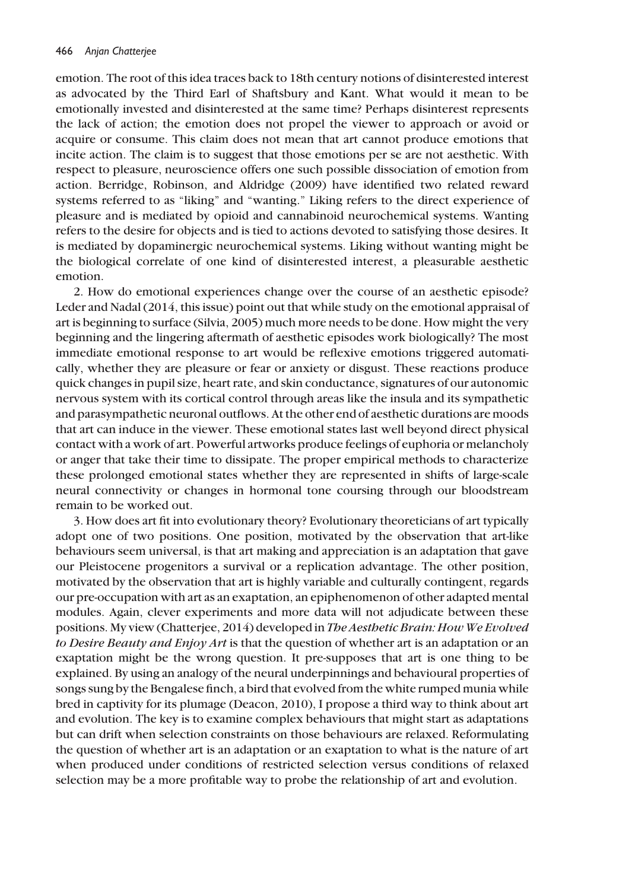emotion. The root of this idea traces back to 18th century notions of disinterested interest as advocated by the Third Earl of Shaftsbury and Kant. What would it mean to be emotionally invested and disinterested at the same time? Perhaps disinterest represents the lack of action; the emotion does not propel the viewer to approach or avoid or acquire or consume. This claim does not mean that art cannot produce emotions that incite action. The claim is to suggest that those emotions per se are not aesthetic. With respect to pleasure, neuroscience offers one such possible dissociation of emotion from action. Berridge, Robinson, and Aldridge (2009) have identified two related reward systems referred to as "liking" and "wanting." Liking refers to the direct experience of pleasure and is mediated by opioid and cannabinoid neurochemical systems. Wanting refers to the desire for objects and is tied to actions devoted to satisfying those desires. It is mediated by dopaminergic neurochemical systems. Liking without wanting might be the biological correlate of one kind of disinterested interest, a pleasurable aesthetic emotion.

2. How do emotional experiences change over the course of an aesthetic episode? Leder and Nadal (2014, this issue) point out that while study on the emotional appraisal of art is beginning to surface (Silvia, 2005) much more needs to be done. How might the very beginning and the lingering aftermath of aesthetic episodes work biologically? The most immediate emotional response to art would be reflexive emotions triggered automatically, whether they are pleasure or fear or anxiety or disgust. These reactions produce quick changes in pupil size, heart rate, and skin conductance, signatures of our autonomic nervous system with its cortical control through areas like the insula and its sympathetic and parasympathetic neuronal outflows. At the other end of aesthetic durations are moods that art can induce in the viewer. These emotional states last well beyond direct physical contact with a work of art. Powerful artworks produce feelings of euphoria or melancholy or anger that take their time to dissipate. The proper empirical methods to characterize these prolonged emotional states whether they are represented in shifts of large-scale neural connectivity or changes in hormonal tone coursing through our bloodstream remain to be worked out.

3. How does art fit into evolutionary theory? Evolutionary theoreticians of art typically adopt one of two positions. One position, motivated by the observation that art-like behaviours seem universal, is that art making and appreciation is an adaptation that gave our Pleistocene progenitors a survival or a replication advantage. The other position, motivated by the observation that art is highly variable and culturally contingent, regards our pre-occupation with art as an exaptation, an epiphenomenon of other adapted mental modules. Again, clever experiments and more data will not adjudicate between these positions. My view (Chatterjee, 2014) developed in *The Aesthetic Brain: How We Evolved to Desire Beauty and Enjoy Art* is that the question of whether art is an adaptation or an exaptation might be the wrong question. It pre-supposes that art is one thing to be explained. By using an analogy of the neural underpinnings and behavioural properties of songs sung by the Bengalese finch, a bird that evolved from the white rumped munia while bred in captivity for its plumage (Deacon, 2010), I propose a third way to think about art and evolution. The key is to examine complex behaviours that might start as adaptations but can drift when selection constraints on those behaviours are relaxed. Reformulating the question of whether art is an adaptation or an exaptation to what is the nature of art when produced under conditions of restricted selection versus conditions of relaxed selection may be a more profitable way to probe the relationship of art and evolution.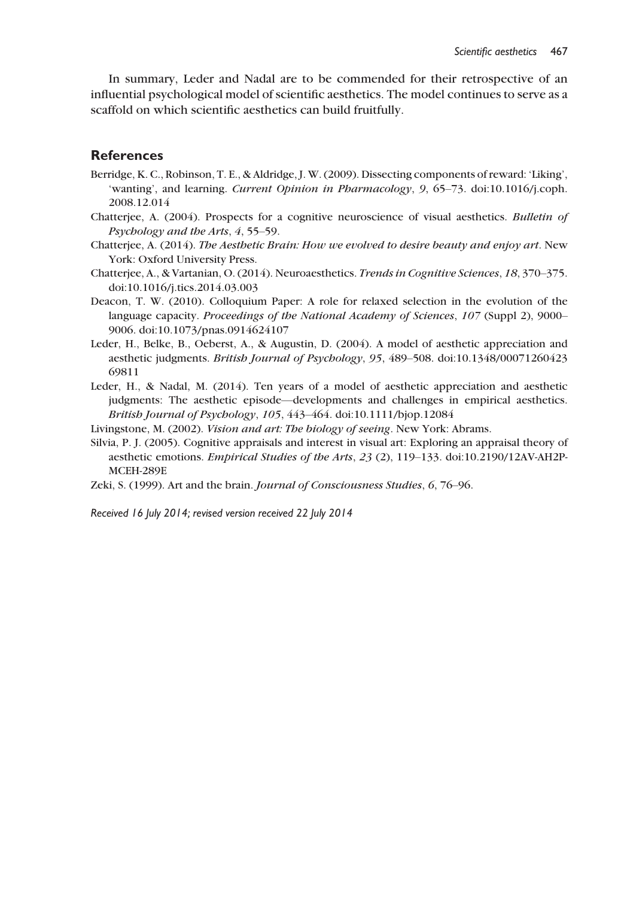In summary, Leder and Nadal are to be commended for their retrospective of an influential psychological model of scientific aesthetics. The model continues to serve as a scaffold on which scientific aesthetics can build fruitfully.

## References

Berridge, K. C., Robinson, T. E., & Aldridge, J. W. (2009). Dissecting components of reward: 'Liking', 'wanting', and learning. *Current Opinion in Pharmacology*, *9*, 65–73. doi:10.1016/j.coph.2008.12.014

Chatterjee, A. (2004). Prospects for a cognitive neuroscience of visual aesthetics. *Bulletin of Psychology and the Arts*, *4*, 55–59.

Chatterjee, A. (2014). *The Aesthetic Brain: How we evolved to desire beauty and enjoy art*. New York: Oxford University Press.

Chatterjee, A., & Vartanian, O. (2014). Neuroaesthetics. *Trends in Cognitive Sciences*, *18*, 370–375. doi:10.1016/j.tics.2014.03.003

Deacon, T. W. (2010). Colloquium Paper: A role for relaxed selection in the evolution of the language capacity. *Proceedings of the National Academy of Sciences*, *107* (Suppl 2), 9000–9006. doi:10.1073/pnas.0914624107

Leder, H., Belke, B., Oeberst, A., & Augustin, D. (2004). A model of aesthetic appreciation and aesthetic judgments. *British Journal of Psychology*, *95*, 489–508. doi:10.1348/0007126042369811

Leder, H., & Nadal, M. (2014). Ten years of a model of aesthetic appreciation and aesthetic judgments: The aesthetic episode—developments and challenges in empirical aesthetics. *British Journal of Psychology*, *105*, 443–464. doi:10.1111/bjop.12084

Livingstone, M. (2002). *Vision and art: The biology of seeing*. New York: Abrams.

Silvia, P. J. (2005). Cognitive appraisals and interest in visual art: Exploring an appraisal theory of aesthetic emotions. *Empirical Studies of the Arts*, *23* (2), 119–133. doi:10.2190/12AV-AH2P-MCEH-289E

Zeki, S. (1999). Art and the brain. *Journal of Consciousness Studies*, *6*, 76–96.

*Received 16 July 2014; revised version received 22 July 2014*